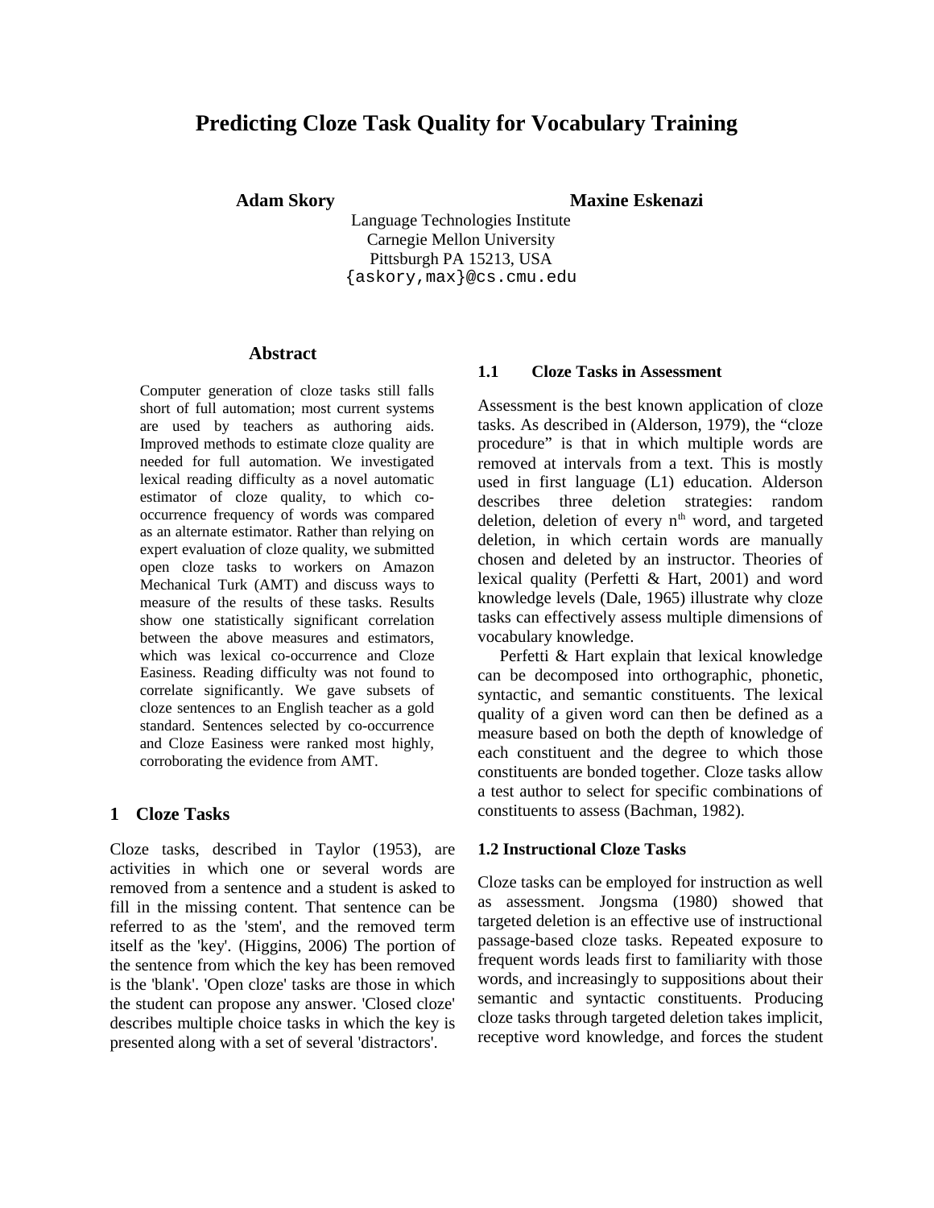# Predicting Cloze Task Quality for Vocabulary Training

**Adam Skory** **Maxine Eskenazi**

Language Technologies Institute
Carnegie Mellon University
Pittsburgh PA 15213, USA
{askory,max}@cs.cmu.edu

## Abstract

Computer generation of cloze tasks still falls short of full automation; most current systems are used by teachers as authoring aids. Improved methods to estimate cloze quality are needed for full automation. We investigated lexical reading difficulty as a novel automatic estimator of cloze quality, to which co-occurrence frequency of words was compared as an alternate estimator. Rather than relying on expert evaluation of cloze quality, we submitted open cloze tasks to workers on Amazon Mechanical Turk (AMT) and discuss ways to measure of the results of these tasks. Results show one statistically significant correlation between the above measures and estimators, which was lexical co-occurrence and Cloze Easiness. Reading difficulty was not found to correlate significantly. We gave subsets of cloze sentences to an English teacher as a gold standard. Sentences selected by co-occurrence and Cloze Easiness were ranked most highly, corroborating the evidence from AMT.

## 1 Cloze Tasks

Cloze tasks, described in Taylor (1953), are activities in which one or several words are removed from a sentence and a student is asked to fill in the missing content. That sentence can be referred to as the 'stem', and the removed term itself as the 'key'. (Higgins, 2006) The portion of the sentence from which the key has been removed is the 'blank'. 'Open cloze' tasks are those in which the student can propose any answer. 'Closed cloze' describes multiple choice tasks in which the key is presented along with a set of several 'distractors'.

### 1.1 Cloze Tasks in Assessment

Assessment is the best known application of cloze tasks. As described in (Alderson, 1979), the "cloze procedure" is that in which multiple words are removed at intervals from a text. This is mostly used in first language (L1) education. Alderson describes three deletion strategies: random deletion, deletion of every n[th] word, and targeted deletion, in which certain words are manually chosen and deleted by an instructor. Theories of lexical quality (Perfetti & Hart, 2001) and word knowledge levels (Dale, 1965) illustrate why cloze tasks can effectively assess multiple dimensions of vocabulary knowledge.

Perfetti & Hart explain that lexical knowledge can be decomposed into orthographic, phonetic, syntactic, and semantic constituents. The lexical quality of a given word can then be defined as a measure based on both the depth of knowledge of each constituent and the degree to which those constituents are bonded together. Cloze tasks allow a test author to select for specific combinations of constituents to assess (Bachman, 1982).

### 1.2 Instructional Cloze Tasks

Cloze tasks can be employed for instruction as well as assessment. Jongsma (1980) showed that targeted deletion is an effective use of instructional passage-based cloze tasks. Repeated exposure to frequent words leads first to familiarity with those words, and increasingly to suppositions about their semantic and syntactic constituents. Producing cloze tasks through targeted deletion takes implicit, receptive word knowledge, and forces the student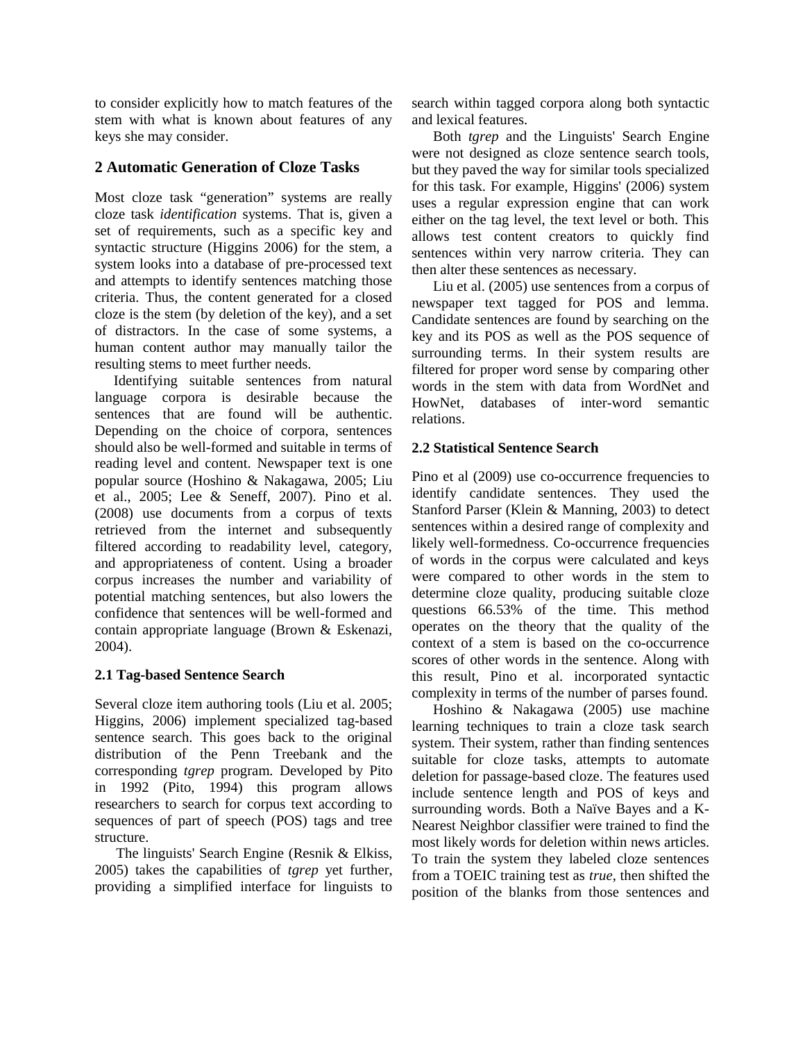to consider explicitly how to match features of the stem with what is known about features of any keys she may consider.

## 2 Automatic Generation of Cloze Tasks

Most cloze task "generation" systems are really cloze task *identification* systems. That is, given a set of requirements, such as a specific key and syntactic structure (Higgins 2006) for the stem, a system looks into a database of pre-processed text and attempts to identify sentences matching those criteria. Thus, the content generated for a closed cloze is the stem (by deletion of the key), and a set of distractors. In the case of some systems, a human content author may manually tailor the resulting stems to meet further needs.

Identifying suitable sentences from natural language corpora is desirable because the sentences that are found will be authentic. Depending on the choice of corpora, sentences should also be well-formed and suitable in terms of reading level and content. Newspaper text is one popular source (Hoshino & Nakagawa, 2005; Liu et al., 2005; Lee & Seneff, 2007). Pino et al. (2008) use documents from a corpus of texts retrieved from the internet and subsequently filtered according to readability level, category, and appropriateness of content. Using a broader corpus increases the number and variability of potential matching sentences, but also lowers the confidence that sentences will be well-formed and contain appropriate language (Brown & Eskenazi, 2004).

### 2.1 Tag-based Sentence Search

Several cloze item authoring tools (Liu et al. 2005; Higgins, 2006) implement specialized tag-based sentence search. This goes back to the original distribution of the Penn Treebank and the corresponding *tgrep* program. Developed by Pito in 1992 (Pito, 1994) this program allows researchers to search for corpus text according to sequences of part of speech (POS) tags and tree structure.

The linguists' Search Engine (Resnik & Elkiss, 2005) takes the capabilities of *tgrep* yet further, providing a simplified interface for linguists to search within tagged corpora along both syntactic and lexical features.

Both *tgrep* and the Linguists' Search Engine were not designed as cloze sentence search tools, but they paved the way for similar tools specialized for this task. For example, Higgins' (2006) system uses a regular expression engine that can work either on the tag level, the text level or both. This allows test content creators to quickly find sentences within very narrow criteria. They can then alter these sentences as necessary.

Liu et al. (2005) use sentences from a corpus of newspaper text tagged for POS and lemma. Candidate sentences are found by searching on the key and its POS as well as the POS sequence of surrounding terms. In their system results are filtered for proper word sense by comparing other words in the stem with data from WordNet and HowNet, databases of inter-word semantic relations.

### 2.2 Statistical Sentence Search

Pino et al (2009) use co-occurrence frequencies to identify candidate sentences. They used the Stanford Parser (Klein & Manning, 2003) to detect sentences within a desired range of complexity and likely well-formedness. Co-occurrence frequencies of words in the corpus were calculated and keys were compared to other words in the stem to determine cloze quality, producing suitable cloze questions 66.53% of the time. This method operates on the theory that the quality of the context of a stem is based on the co-occurrence scores of other words in the sentence. Along with this result, Pino et al. incorporated syntactic complexity in terms of the number of parses found.

Hoshino & Nakagawa (2005) use machine learning techniques to train a cloze task search system. Their system, rather than finding sentences suitable for cloze tasks, attempts to automate deletion for passage-based cloze. The features used include sentence length and POS of keys and surrounding words. Both a Naïve Bayes and a K-Nearest Neighbor classifier were trained to find the most likely words for deletion within news articles. To train the system they labeled cloze sentences from a TOEIC training test as *true*, then shifted the position of the blanks from those sentences and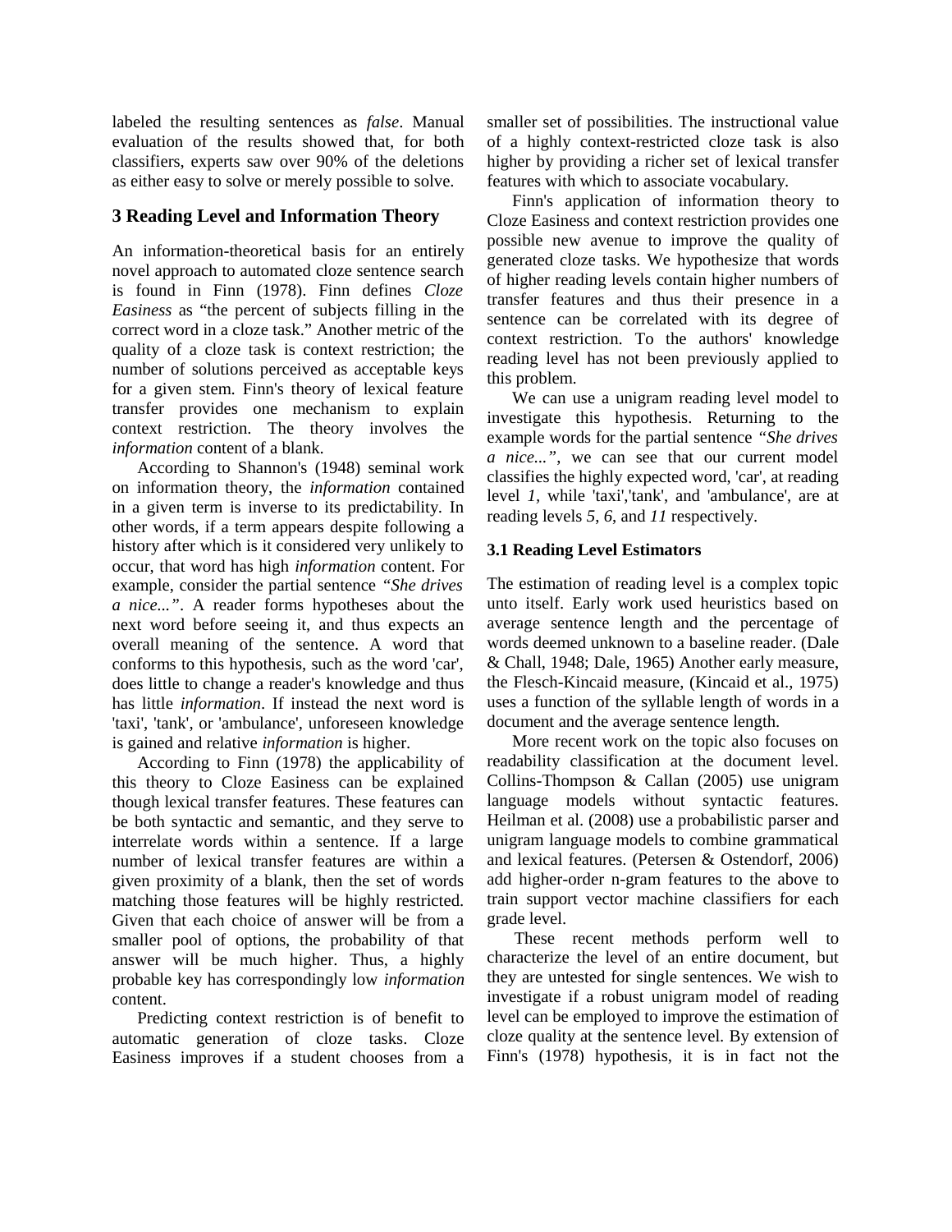labeled the resulting sentences as *false*. Manual evaluation of the results showed that, for both classifiers, experts saw over 90% of the deletions as either easy to solve or merely possible to solve.

## 3 Reading Level and Information Theory

An information-theoretical basis for an entirely novel approach to automated cloze sentence search is found in Finn (1978). Finn defines *Cloze Easiness* as "the percent of subjects filling in the correct word in a cloze task." Another metric of the quality of a cloze task is context restriction; the number of solutions perceived as acceptable keys for a given stem. Finn's theory of lexical feature transfer provides one mechanism to explain context restriction. The theory involves the *information* content of a blank.

According to Shannon's (1948) seminal work on information theory, the *information* contained in a given term is inverse to its predictability. In other words, if a term appears despite following a history after which is it considered very unlikely to occur, that word has high *information* content. For example, consider the partial sentence *"She drives a nice..."*. A reader forms hypotheses about the next word before seeing it, and thus expects an overall meaning of the sentence. A word that conforms to this hypothesis, such as the word 'car', does little to change a reader's knowledge and thus has little *information*. If instead the next word is 'taxi', 'tank', or 'ambulance', unforeseen knowledge is gained and relative *information* is higher.

According to Finn (1978) the applicability of this theory to Cloze Easiness can be explained though lexical transfer features. These features can be both syntactic and semantic, and they serve to interrelate words within a sentence. If a large number of lexical transfer features are within a given proximity of a blank, then the set of words matching those features will be highly restricted. Given that each choice of answer will be from a smaller pool of options, the probability of that answer will be much higher. Thus, a highly probable key has correspondingly low *information* content.

Predicting context restriction is of benefit to automatic generation of cloze tasks. Cloze Easiness improves if a student chooses from a smaller set of possibilities. The instructional value of a highly context-restricted cloze task is also higher by providing a richer set of lexical transfer features with which to associate vocabulary.

Finn's application of information theory to Cloze Easiness and context restriction provides one possible new avenue to improve the quality of generated cloze tasks. We hypothesize that words of higher reading levels contain higher numbers of transfer features and thus their presence in a sentence can be correlated with its degree of context restriction. To the authors' knowledge reading level has not been previously applied to this problem.

We can use a unigram reading level model to investigate this hypothesis. Returning to the example words for the partial sentence *"She drives a nice..."*, we can see that our current model classifies the highly expected word, 'car', at reading level *1*, while 'taxi','tank', and 'ambulance', are at reading levels *5*, *6*, and *11* respectively.

### 3.1 Reading Level Estimators

The estimation of reading level is a complex topic unto itself. Early work used heuristics based on average sentence length and the percentage of words deemed unknown to a baseline reader. (Dale & Chall, 1948; Dale, 1965) Another early measure, the Flesch-Kincaid measure, (Kincaid et al., 1975) uses a function of the syllable length of words in a document and the average sentence length.

More recent work on the topic also focuses on readability classification at the document level. Collins-Thompson & Callan (2005) use unigram language models without syntactic features. Heilman et al. (2008) use a probabilistic parser and unigram language models to combine grammatical and lexical features. (Petersen & Ostendorf, 2006) add higher-order n-gram features to the above to train support vector machine classifiers for each grade level.

These recent methods perform well to characterize the level of an entire document, but they are untested for single sentences. We wish to investigate if a robust unigram model of reading level can be employed to improve the estimation of cloze quality at the sentence level. By extension of Finn's (1978) hypothesis, it is in fact not the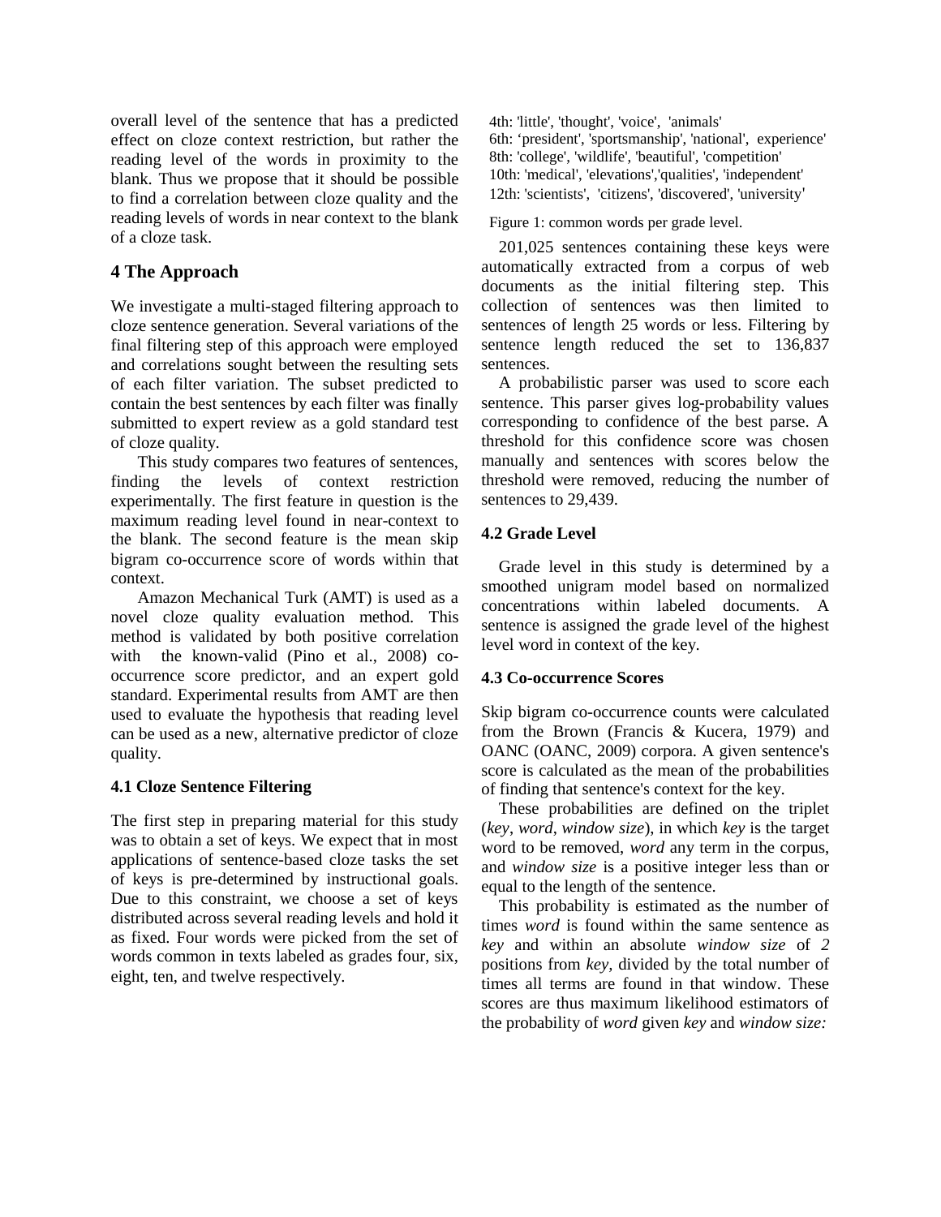overall level of the sentence that has a predicted effect on cloze context restriction, but rather the reading level of the words in proximity to the blank. Thus we propose that it should be possible to find a correlation between cloze quality and the reading levels of words in near context to the blank of a cloze task.

## 4 The Approach

We investigate a multi-staged filtering approach to cloze sentence generation. Several variations of the final filtering step of this approach were employed and correlations sought between the resulting sets of each filter variation. The subset predicted to contain the best sentences by each filter was finally submitted to expert review as a gold standard test of cloze quality.

This study compares two features of sentences, finding the levels of context restriction experimentally. The first feature in question is the maximum reading level found in near-context to the blank. The second feature is the mean skip bigram co-occurrence score of words within that context.

Amazon Mechanical Turk (AMT) is used as a novel cloze quality evaluation method. This method is validated by both positive correlation with the known-valid (Pino et al., 2008) co-occurrence score predictor, and an expert gold standard. Experimental results from AMT are then used to evaluate the hypothesis that reading level can be used as a new, alternative predictor of cloze quality.

### 4.1 Cloze Sentence Filtering

The first step in preparing material for this study was to obtain a set of keys. We expect that in most applications of sentence-based cloze tasks the set of keys is pre-determined by instructional goals. Due to this constraint, we choose a set of keys distributed across several reading levels and hold it as fixed. Four words were picked from the set of words common in texts labeled as grades four, six, eight, ten, and twelve respectively.

4th: 'little', 'thought', 'voice', 'animals'
6th: 'president', 'sportsmanship', 'national', experience'
8th: 'college', 'wildlife', 'beautiful', 'competition'
10th: 'medical', 'elevations','qualities', 'independent'
12th: 'scientists', 'citizens', 'discovered', 'university'

Figure 1: common words per grade level.

201,025 sentences containing these keys were automatically extracted from a corpus of web documents as the initial filtering step. This collection of sentences was then limited to sentences of length 25 words or less. Filtering by sentence length reduced the set to 136,837 sentences.

A probabilistic parser was used to score each sentence. This parser gives log-probability values corresponding to confidence of the best parse. A threshold for this confidence score was chosen manually and sentences with scores below the threshold were removed, reducing the number of sentences to 29,439.

### 4.2 Grade Level

Grade level in this study is determined by a smoothed unigram model based on normalized concentrations within labeled documents. A sentence is assigned the grade level of the highest level word in context of the key.

### 4.3 Co-occurrence Scores

Skip bigram co-occurrence counts were calculated from the Brown (Francis & Kucera, 1979) and OANC (OANC, 2009) corpora. A given sentence's score is calculated as the mean of the probabilities of finding that sentence's context for the key.

These probabilities are defined on the triplet (*key*, *word*, *window size*), in which *key* is the target word to be removed, *word* any term in the corpus, and *window size* is a positive integer less than or equal to the length of the sentence.

This probability is estimated as the number of times *word* is found within the same sentence as *key* and within an absolute *window size* of *2* positions from *key*, divided by the total number of times all terms are found in that window. These scores are thus maximum likelihood estimators of the probability of *word* given *key* and *window size:*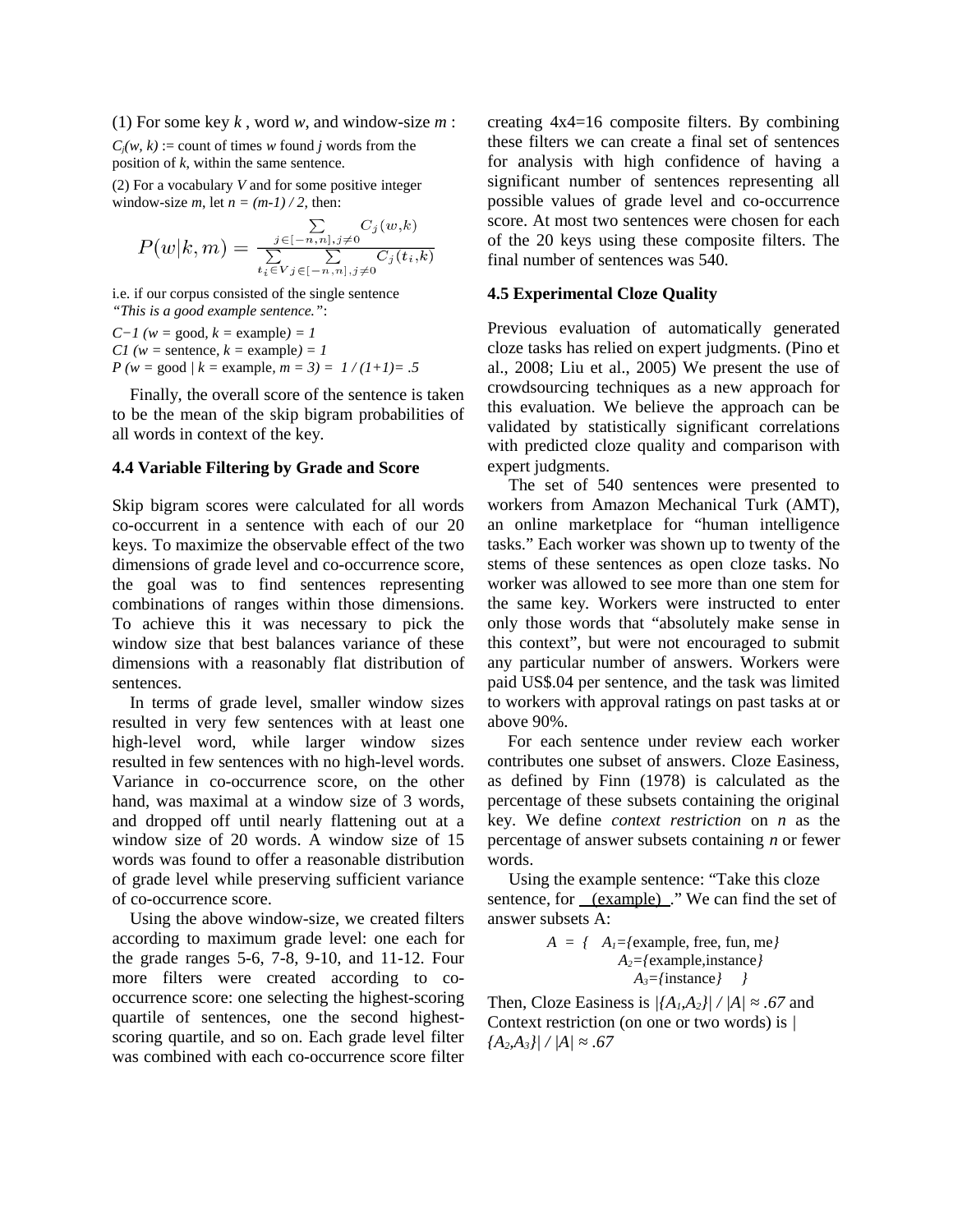(1) For some key $k$ , word $w$, and window-size $m$ :

$C_j(w, k)$ := count of times $w$ found $j$ words from the position of $k$, within the same sentence.

(2) For a vocabulary $V$ and for some positive integer window-size $m$, let $n = (m-1) / 2$, then:

$$P(w|k,m) = \frac{\sum_{j \in [-n,n], j \neq 0} C_j(w,k)}{\sum_{t_i \in V} \sum_{j \in [-n,n], j \neq 0} C_j(t_i,k)}$$

i.e. if our corpus consisted of the single sentence *"This is a good example sentence."*:

$C_{-1}$ ($w$ = good, $k$ = example) = 1
$C_1$ ($w$ = sentence, $k$ = example) = 1
$P$ ($w$ = good | $k$ = example, $m$ = 3) = 1 / (1+1)= .5

Finally, the overall score of the sentence is taken to be the mean of the skip bigram probabilities of all words in context of the key.

### 4.4 Variable Filtering by Grade and Score

Skip bigram scores were calculated for all words co-occurrent in a sentence with each of our 20 keys. To maximize the observable effect of the two dimensions of grade level and co-occurrence score, the goal was to find sentences representing combinations of ranges within those dimensions. To achieve this it was necessary to pick the window size that best balances variance of these dimensions with a reasonably flat distribution of sentences.

In terms of grade level, smaller window sizes resulted in very few sentences with at least one high-level word, while larger window sizes resulted in few sentences with no high-level words. Variance in co-occurrence score, on the other hand, was maximal at a window size of 3 words, and dropped off until nearly flattening out at a window size of 20 words. A window size of 15 words was found to offer a reasonable distribution of grade level while preserving sufficient variance of co-occurrence score.

Using the above window-size, we created filters according to maximum grade level: one each for the grade ranges 5-6, 7-8, 9-10, and 11-12. Four more filters were created according to co-occurrence score: one selecting the highest-scoring quartile of sentences, one the second highest-scoring quartile, and so on. Each grade level filter was combined with each co-occurrence score filter creating 4x4=16 composite filters. By combining these filters we can create a final set of sentences for analysis with high confidence of having a significant number of sentences representing all possible values of grade level and co-occurrence score. At most two sentences were chosen for each of the 20 keys using these composite filters. The final number of sentences was 540.

### 4.5 Experimental Cloze Quality

Previous evaluation of automatically generated cloze tasks has relied on expert judgments. (Pino et al., 2008; Liu et al., 2005) We present the use of crowdsourcing techniques as a new approach for this evaluation. We believe the approach can be validated by statistically significant correlations with predicted cloze quality and comparison with expert judgments.

The set of 540 sentences were presented to workers from Amazon Mechanical Turk (AMT), an online marketplace for "human intelligence tasks." Each worker was shown up to twenty of the stems of these sentences as open cloze tasks. No worker was allowed to see more than one stem for the same key. Workers were instructed to enter only those words that "absolutely make sense in this context", but were not encouraged to submit any particular number of answers. Workers were paid US$.04 per sentence, and the task was limited to workers with approval ratings on past tasks at or above 90%.

For each sentence under review each worker contributes one subset of answers. Cloze Easiness, as defined by Finn (1978) is calculated as the percentage of these subsets containing the original key. We define *context restriction* on $n$ as the percentage of answer subsets containing $n$ or fewer words.

Using the example sentence: "Take this cloze sentence, for __(example)__." We can find the set of answer subsets A:

$A$ = { $A_1$={example, free, fun, me}
$A_2$={example,instance}
$A_3$={instance} }

Then, Cloze Easiness is $|\{A_1,A_2\}| / |A| \approx .67$ and Context restriction (on one or two words) is $|\{A_2,A_3\}| / |A| \approx .67$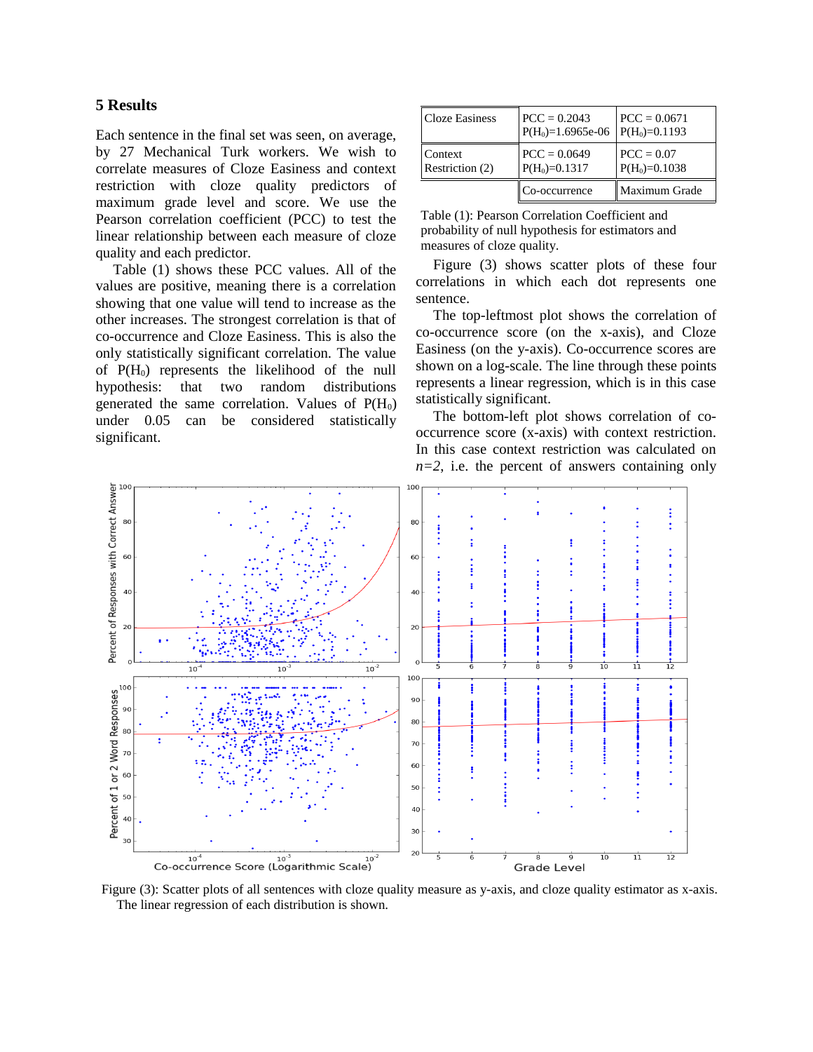## 5 Results

Each sentence in the final set was seen, on average, by 27 Mechanical Turk workers. We wish to correlate measures of Cloze Easiness and context restriction with cloze quality predictors of maximum grade level and score. We use the Pearson correlation coefficient (PCC) to test the linear relationship between each measure of cloze quality and each predictor.

Table (1) shows these PCC values. All of the values are positive, meaning there is a correlation showing that one value will tend to increase as the other increases. The strongest correlation is that of co-occurrence and Cloze Easiness. This is also the only statistically significant correlation. The value of $P(H_0)$ represents the likelihood of the null hypothesis: that two random distributions generated the same correlation. Values of $P(H_0)$ under 0.05 can be considered statistically significant.

| | Co-occurrence | Maximum Grade |
|---|---|---|
| Cloze Easiness | PCC = 0.2043 $P(H_0)$=1.6965e-06 | PCC = 0.0671 $P(H_0)$=0.1193 |
| Context Restriction (2) | PCC = 0.0649 $P(H_0)$=0.1317 | PCC = 0.07 $P(H_0)$=0.1038 |

Table (1): Pearson Correlation Coefficient and probability of null hypothesis for estimators and measures of cloze quality.

Figure (3) shows scatter plots of these four correlations in which each dot represents one sentence.

The top-leftmost plot shows the correlation of co-occurrence score (on the x-axis), and Cloze Easiness (on the y-axis). Co-occurrence scores are shown on a log-scale. The line through these points represents a linear regression, which is in this case statistically significant.

The bottom-left plot shows correlation of co-occurrence score (x-axis) with context restriction. In this case context restriction was calculated on $n=2$, i.e. the percent of answers containing only

Figure (3): Scatter plots of all sentences with cloze quality measure as y-axis, and cloze quality estimator as x-axis. The linear regression of each distribution is shown.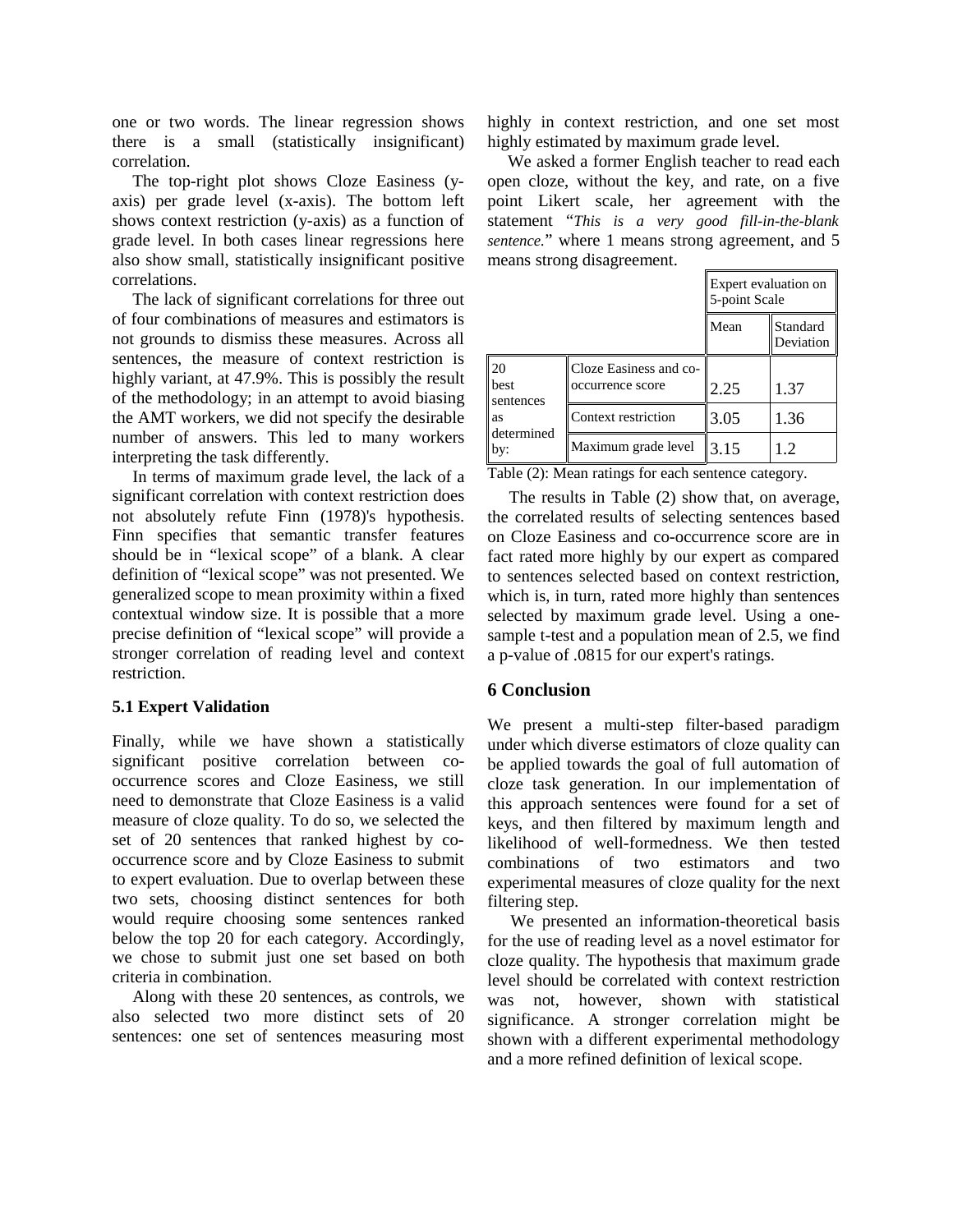one or two words. The linear regression shows there is a small (statistically insignificant) correlation.

The top-right plot shows Cloze Easiness (y-axis) per grade level (x-axis). The bottom left shows context restriction (y-axis) as a function of grade level. In both cases linear regressions here also show small, statistically insignificant positive correlations.

The lack of significant correlations for three out of four combinations of measures and estimators is not grounds to dismiss these measures. Across all sentences, the measure of context restriction is highly variant, at 47.9%. This is possibly the result of the methodology; in an attempt to avoid biasing the AMT workers, we did not specify the desirable number of answers. This led to many workers interpreting the task differently.

In terms of maximum grade level, the lack of a significant correlation with context restriction does not absolutely refute Finn (1978)'s hypothesis. Finn specifies that semantic transfer features should be in "lexical scope" of a blank. A clear definition of "lexical scope" was not presented. We generalized scope to mean proximity within a fixed contextual window size. It is possible that a more precise definition of "lexical scope" will provide a stronger correlation of reading level and context restriction.

### 5.1 Expert Validation

Finally, while we have shown a statistically significant positive correlation between co-occurrence scores and Cloze Easiness, we still need to demonstrate that Cloze Easiness is a valid measure of cloze quality. To do so, we selected the set of 20 sentences that ranked highest by co-occurrence score and by Cloze Easiness to submit to expert evaluation. Due to overlap between these two sets, choosing distinct sentences for both would require choosing some sentences ranked below the top 20 for each category. Accordingly, we chose to submit just one set based on both criteria in combination.

Along with these 20 sentences, as controls, we also selected two more distinct sets of 20 sentences: one set of sentences measuring most highly in context restriction, and one set most highly estimated by maximum grade level.

We asked a former English teacher to read each open cloze, without the key, and rate, on a five point Likert scale, her agreement with the statement "*This is a very good fill-in-the-blank sentence.*" where 1 means strong agreement, and 5 means strong disagreement.

| | | Expert evaluation on 5-point Scale | |
|---|---|---|---|
| | | Mean | Standard Deviation |
| 20 best sentences as determined by: | Cloze Easiness and co-occurrence score | 2.25 | 1.37 |
| | Context restriction | 3.05 | 1.36 |
| | Maximum grade level | 3.15 | 1.2 |

Table (2): Mean ratings for each sentence category.

The results in Table (2) show that, on average, the correlated results of selecting sentences based on Cloze Easiness and co-occurrence score are in fact rated more highly by our expert as compared to sentences selected based on context restriction, which is, in turn, rated more highly than sentences selected by maximum grade level. Using a one-sample t-test and a population mean of 2.5, we find a p-value of .0815 for our expert's ratings.

## 6 Conclusion

We present a multi-step filter-based paradigm under which diverse estimators of cloze quality can be applied towards the goal of full automation of cloze task generation. In our implementation of this approach sentences were found for a set of keys, and then filtered by maximum length and likelihood of well-formedness. We then tested combinations of two estimators and two experimental measures of cloze quality for the next filtering step.

We presented an information-theoretical basis for the use of reading level as a novel estimator for cloze quality. The hypothesis that maximum grade level should be correlated with context restriction was not, however, shown with statistical significance. A stronger correlation might be shown with a different experimental methodology and a more refined definition of lexical scope.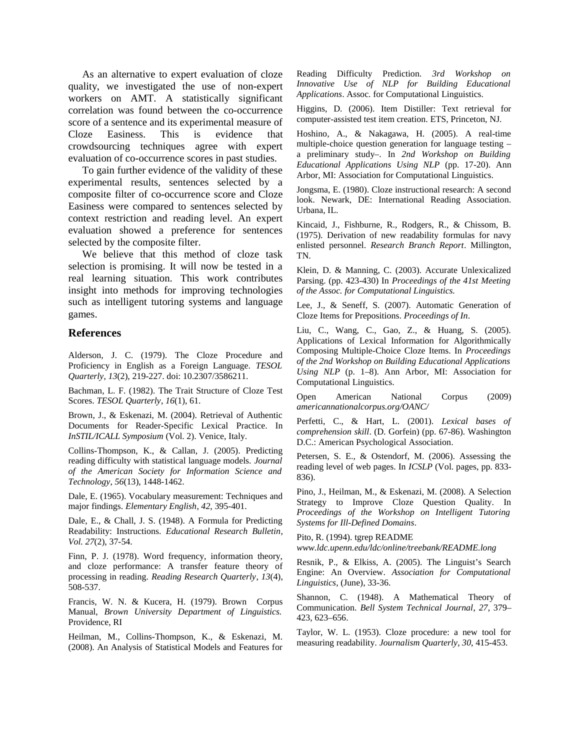As an alternative to expert evaluation of cloze quality, we investigated the use of non-expert workers on AMT. A statistically significant correlation was found between the co-occurrence score of a sentence and its experimental measure of Cloze Easiness. This is evidence that crowdsourcing techniques agree with expert evaluation of co-occurrence scores in past studies.

To gain further evidence of the validity of these experimental results, sentences selected by a composite filter of co-occurrence score and Cloze Easiness were compared to sentences selected by context restriction and reading level. An expert evaluation showed a preference for sentences selected by the composite filter.

We believe that this method of cloze task selection is promising. It will now be tested in a real learning situation. This work contributes insight into methods for improving technologies such as intelligent tutoring systems and language games.

## References

Alderson, J. C. (1979). The Cloze Procedure and Proficiency in English as a Foreign Language. *TESOL Quarterly*, *13*(2), 219-227. doi: 10.2307/3586211.

Bachman, L. F. (1982). The Trait Structure of Cloze Test Scores. *TESOL Quarterly*, *16*(1), 61.

Brown, J., & Eskenazi, M. (2004). Retrieval of Authentic Documents for Reader-Specific Lexical Practice. In *InSTIL/ICALL Symposium* (Vol. 2). Venice, Italy.

Collins-Thompson, K., & Callan, J. (2005). Predicting reading difficulty with statistical language models. *Journal of the American Society for Information Science and Technology*, *56*(13), 1448-1462.

Dale, E. (1965). Vocabulary measurement: Techniques and major findings. *Elementary English*, *42*, 395-401.

Dale, E., & Chall, J. S. (1948). A Formula for Predicting Readability: Instructions. *Educational Research Bulletin*, *Vol. 27*(2), 37-54.

Finn, P. J. (1978). Word frequency, information theory, and cloze performance: A transfer feature theory of processing in reading. *Reading Research Quarterly*, *13*(4), 508-537.

Francis, W. N. & Kucera, H. (1979). Brown Corpus Manual, *Brown University Department of Linguistics.* Providence, RI

Heilman, M., Collins-Thompson, K., & Eskenazi, M. (2008). An Analysis of Statistical Models and Features for Reading Difficulty Prediction. *3rd Workshop on Innovative Use of NLP for Building Educational Applications*. Assoc. for Computational Linguistics.

Higgins, D. (2006). Item Distiller: Text retrieval for computer-assisted test item creation. ETS, Princeton, NJ.

Hoshino, A., & Nakagawa, H. (2005). A real-time multiple-choice question generation for language testing – a preliminary study–. In *2nd Workshop on Building Educational Applications Using NLP* (pp. 17-20). Ann Arbor, MI: Association for Computational Linguistics.

Jongsma, E. (1980). Cloze instructional research: A second look. Newark, DE: International Reading Association. Urbana, IL.

Kincaid, J., Fishburne, R., Rodgers, R., & Chissom, B. (1975). Derivation of new readability formulas for navy enlisted personnel. *Research Branch Report*. Millington, TN.

Klein, D. & Manning, C. (2003). Accurate Unlexicalized Parsing. (pp. 423-430) In *Proceedings of the 41st Meeting of the Assoc. for Computational Linguistics.*

Lee, J., & Seneff, S. (2007). Automatic Generation of Cloze Items for Prepositions. *Proceedings of In*.

Liu, C., Wang, C., Gao, Z., & Huang, S. (2005). Applications of Lexical Information for Algorithmically Composing Multiple-Choice Cloze Items. In *Proceedings of the 2nd Workshop on Building Educational Applications Using NLP* (p. 1–8). Ann Arbor, MI: Association for Computational Linguistics.

Open American National Corpus (2009) *americannationalcorpus.org/OANC/*

Perfetti, C., & Hart, L. (2001). *Lexical bases of comprehension skill*. (D. Gorfein) (pp. 67-86). Washington D.C.: American Psychological Association.

Petersen, S. E., & Ostendorf, M. (2006). Assessing the reading level of web pages. In *ICSLP* (Vol. pages, pp. 833-836).

Pino, J., Heilman, M., & Eskenazi, M. (2008). A Selection Strategy to Improve Cloze Question Quality. In *Proceedings of the Workshop on Intelligent Tutoring Systems for Ill-Defined Domains*.

Pito, R. (1994). tgrep README *www.ldc.upenn.edu/ldc/online/treebank/README.long*

Resnik, P., & Elkiss, A. (2005). The Linguist's Search Engine: An Overview. *Association for Computational Linguistics*, (June), 33-36.

Shannon, C. (1948). A Mathematical Theory of Communication. *Bell System Technical Journal*, *27*, 379–423, 623–656.

Taylor, W. L. (1953). Cloze procedure: a new tool for measuring readability. *Journalism Quarterly*, *30*, 415-453.